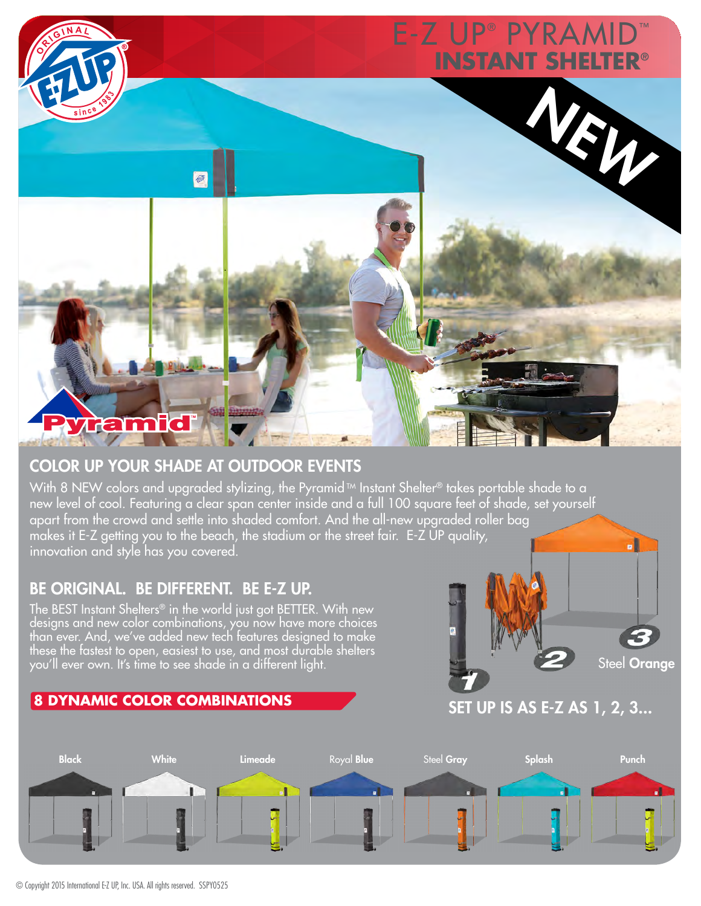# E-Z UP® PYRAMID™ INSTANT SHELTER®

NEW

## COLOR UP YOUR SHADE AT OUTDOOR EVENTS

With 8 NEW colors and upgraded stylizing, the Pyramid™ Instant Shelter® takes portable shade to a new level of cool. Featuring a clear span center inside and a full 100 square feet of shade, set yourself apart from the crowd and settle into shaded comfort. And the all-new upgraded roller bag makes it E-Z getting you to the beach, the stadium or the street fair. E-Z UP quality, innovation and style has you covered.

## BE ORIGINAL. BE DIFFERENT. BE E-Z UP.

The BEST Instant Shelters® in the world just got BETTER. With new designs and new color combinations, you now have more choices than ever. And, we've added new tech features designed to make these the fastest to open, easiest to use, and most durable shelters you'll ever own. It's time to see shade in a different light.

1 2 3 Steel **Orange**

**SET UP IS AS E-Z AS 1, 2, 3...**

## 8 DYNAMIC COLOR COMBINATIONS

**Black** | **White** | **Limeade** | Royal **Blue** | Steel **Gray** | **Splash** | **Punch**

© Copyright 2015 International E-Z UP, Inc. USA. All rights reserved. SSPY0525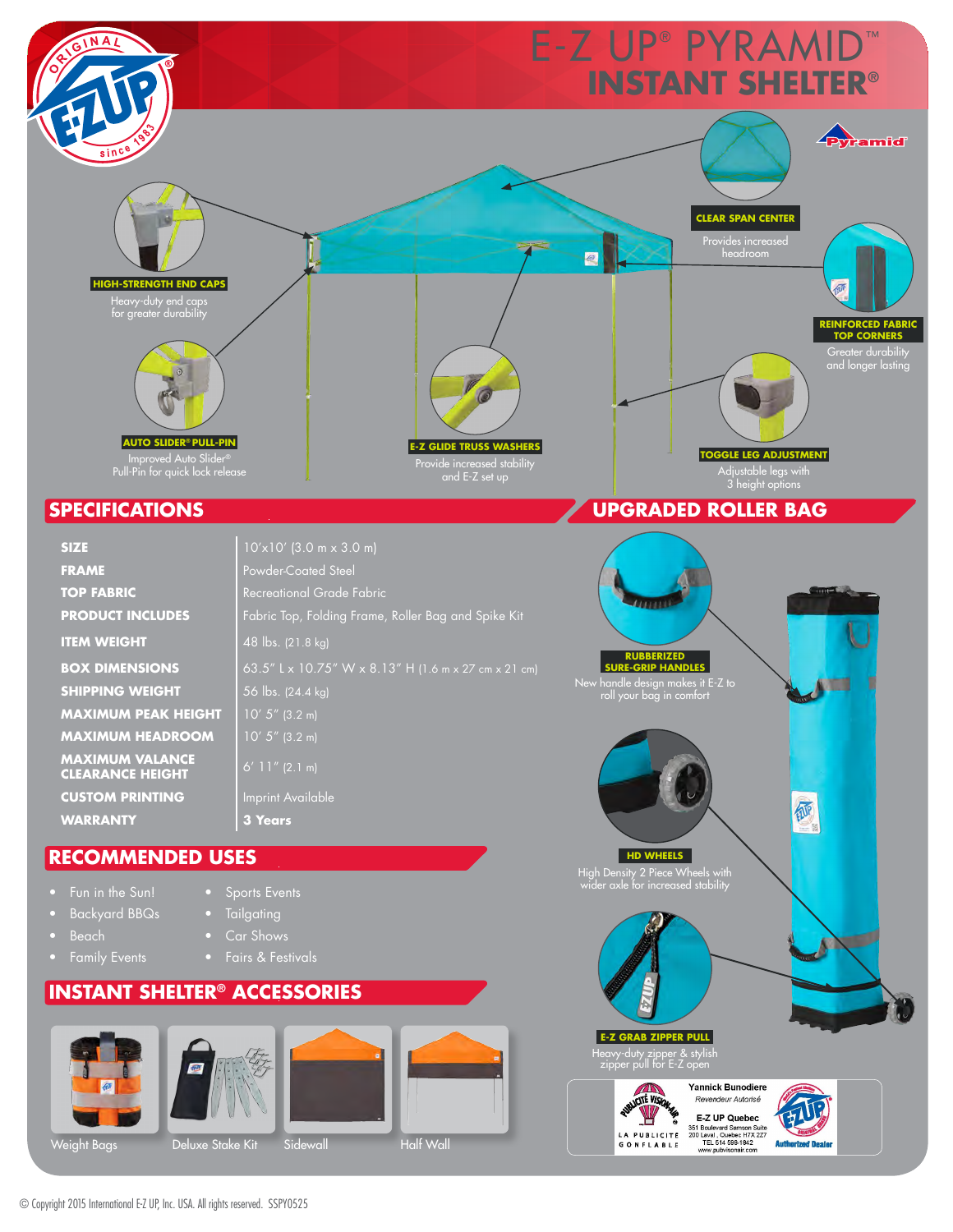# E-Z UP® PYRAMID™ INSTANT SHELTER®

**CLEAR SPAN CENTER**
Provides increased headroom

**HIGH-STRENGTH END CAPS**
Heavy-duty end caps for greater durability

**REINFORCED FABRIC TOP CORNERS**
Greater durability and longer lasting

**AUTO SLIDER® PULL-PIN**
Improved Auto Slider® Pull-Pin for quick lock release

**E-Z GLIDE TRUSS WASHERS**
Provide increased stability and E-Z set up

**TOGGLE LEG ADJUSTMENT**
Adjustable legs with 3 height options

## SPECIFICATIONS

| | |
|---|---|
| **SIZE** | 10'x10' (3.0 m x 3.0 m) |
| **FRAME** | Powder-Coated Steel |
| **TOP FABRIC** | Recreational Grade Fabric |
| **PRODUCT INCLUDES** | Fabric Top, Folding Frame, Roller Bag and Spike Kit |
| **ITEM WEIGHT** | 48 lbs. (21.8 kg) |
| **BOX DIMENSIONS** | 63.5" L x 10.75" W x 8.13" H (1.6 m x 27 cm x 21 cm) |
| **SHIPPING WEIGHT** | 56 lbs. (24.4 kg) |
| **MAXIMUM PEAK HEIGHT** | 10' 5" (3.2 m) |
| **MAXIMUM HEADROOM** | 10' 5" (3.2 m) |
| **MAXIMUM VALANCE CLEARANCE HEIGHT** | 6' 11" (2.1 m) |
| **CUSTOM PRINTING** | Imprint Available |
| **WARRANTY** | **3 Years** |

## UPGRADED ROLLER BAG

**RUBBERIZED SURE-GRIP HANDLES**
New handle design makes it E-Z to roll your bag in comfort

**HD WHEELS**
High Density 2 Piece Wheels with wider axle for increased stability

**E-Z GRAB ZIPPER PULL**
Heavy-duty zipper & stylish zipper pull for E-Z open

## RECOMMENDED USES

- Fun in the Sun!
- Backyard BBQs
- Beach
- Family Events
- Sports Events
- Tailgating
- Car Shows
- Fairs & Festivals

## INSTANT SHELTER® ACCESSORIES

Weight Bags

Deluxe Stake Kit

Sidewall

Half Wall

Yannick Bunodiere
Revendeur Autorisé
E-Z UP Quebec
351 Boulevard Samson Suite 200 Laval, Quebec H7X 2Z7
TEL 514 598-1942
www.pubvisonair.com
Authorized Dealer

© Copyright 2015 International E-Z UP, Inc. USA. All rights reserved. SSPY0525